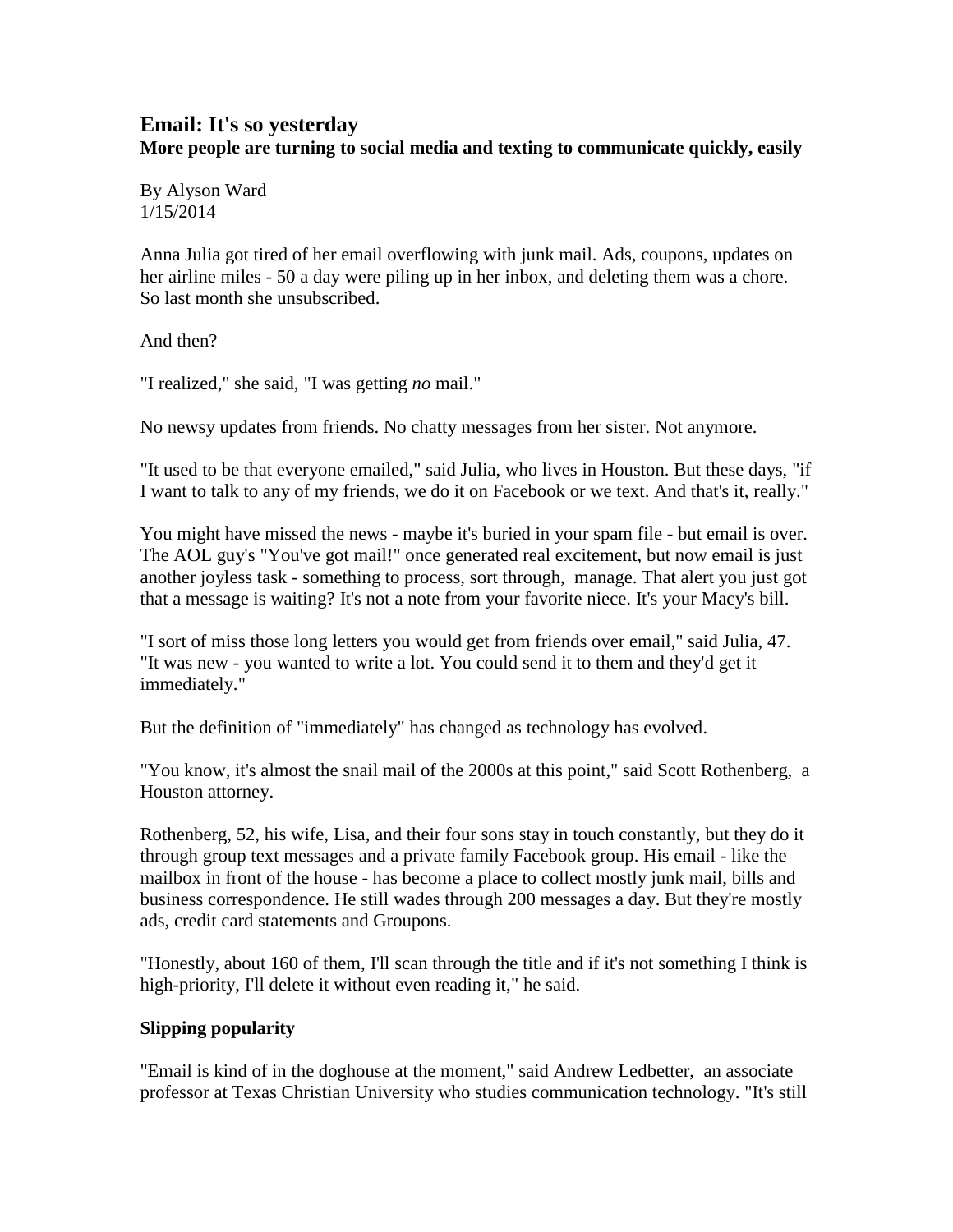## Email: It's so yesterday

**More people are turning to social media and texting to communicate quickly, easily**

By Alyson Ward
1/15/2014

Anna Julia got tired of her email overflowing with junk mail. Ads, coupons, updates on her airline miles - 50 a day were piling up in her inbox, and deleting them was a chore. So last month she unsubscribed.

And then?

"I realized," she said, "I was getting *no* mail."

No newsy updates from friends. No chatty messages from her sister. Not anymore.

"It used to be that everyone emailed," said Julia, who lives in Houston. But these days, "if I want to talk to any of my friends, we do it on Facebook or we text. And that's it, really."

You might have missed the news - maybe it's buried in your spam file - but email is over. The AOL guy's "You've got mail!" once generated real excitement, but now email is just another joyless task - something to process, sort through, manage. That alert you just got that a message is waiting? It's not a note from your favorite niece. It's your Macy's bill.

"I sort of miss those long letters you would get from friends over email," said Julia, 47. "It was new - you wanted to write a lot. You could send it to them and they'd get it immediately."

But the definition of "immediately" has changed as technology has evolved.

"You know, it's almost the snail mail of the 2000s at this point," said Scott Rothenberg, a Houston attorney.

Rothenberg, 52, his wife, Lisa, and their four sons stay in touch constantly, but they do it through group text messages and a private family Facebook group. His email - like the mailbox in front of the house - has become a place to collect mostly junk mail, bills and business correspondence. He still wades through 200 messages a day. But they're mostly ads, credit card statements and Groupons.

"Honestly, about 160 of them, I'll scan through the title and if it's not something I think is high-priority, I'll delete it without even reading it," he said.

### Slipping popularity

"Email is kind of in the doghouse at the moment," said Andrew Ledbetter, an associate professor at Texas Christian University who studies communication technology. "It's still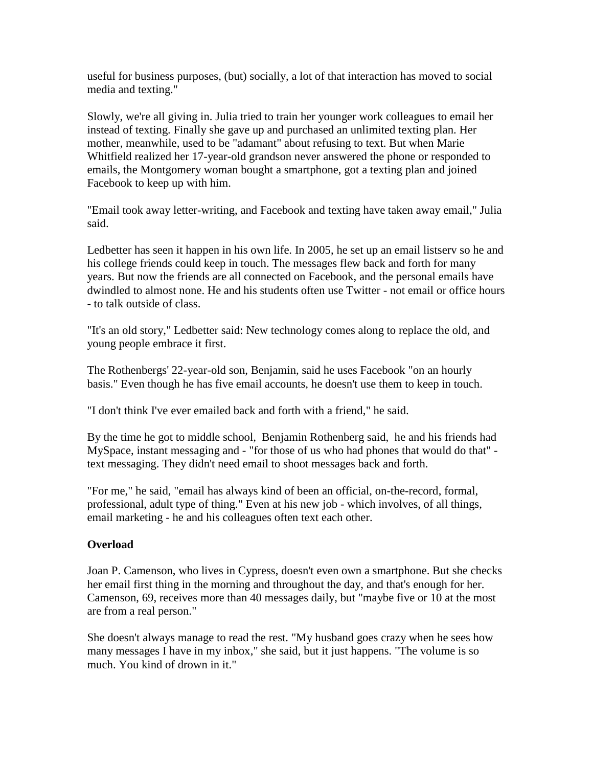useful for business purposes, (but) socially, a lot of that interaction has moved to social media and texting."

Slowly, we're all giving in. Julia tried to train her younger work colleagues to email her instead of texting. Finally she gave up and purchased an unlimited texting plan. Her mother, meanwhile, used to be "adamant" about refusing to text. But when Marie Whitfield realized her 17-year-old grandson never answered the phone or responded to emails, the Montgomery woman bought a smartphone, got a texting plan and joined Facebook to keep up with him.

"Email took away letter-writing, and Facebook and texting have taken away email," Julia said.

Ledbetter has seen it happen in his own life. In 2005, he set up an email listserv so he and his college friends could keep in touch. The messages flew back and forth for many years. But now the friends are all connected on Facebook, and the personal emails have dwindled to almost none. He and his students often use Twitter - not email or office hours - to talk outside of class.

"It's an old story," Ledbetter said: New technology comes along to replace the old, and young people embrace it first.

The Rothenbergs' 22-year-old son, Benjamin, said he uses Facebook "on an hourly basis." Even though he has five email accounts, he doesn't use them to keep in touch.

"I don't think I've ever emailed back and forth with a friend," he said.

By the time he got to middle school, Benjamin Rothenberg said, he and his friends had MySpace, instant messaging and - "for those of us who had phones that would do that" - text messaging. They didn't need email to shoot messages back and forth.

"For me," he said, "email has always kind of been an official, on-the-record, formal, professional, adult type of thing." Even at his new job - which involves, of all things, email marketing - he and his colleagues often text each other.

**Overload**

Joan P. Camenson, who lives in Cypress, doesn't even own a smartphone. But she checks her email first thing in the morning and throughout the day, and that's enough for her. Camenson, 69, receives more than 40 messages daily, but "maybe five or 10 at the most are from a real person."

She doesn't always manage to read the rest. "My husband goes crazy when he sees how many messages I have in my inbox," she said, but it just happens. "The volume is so much. You kind of drown in it."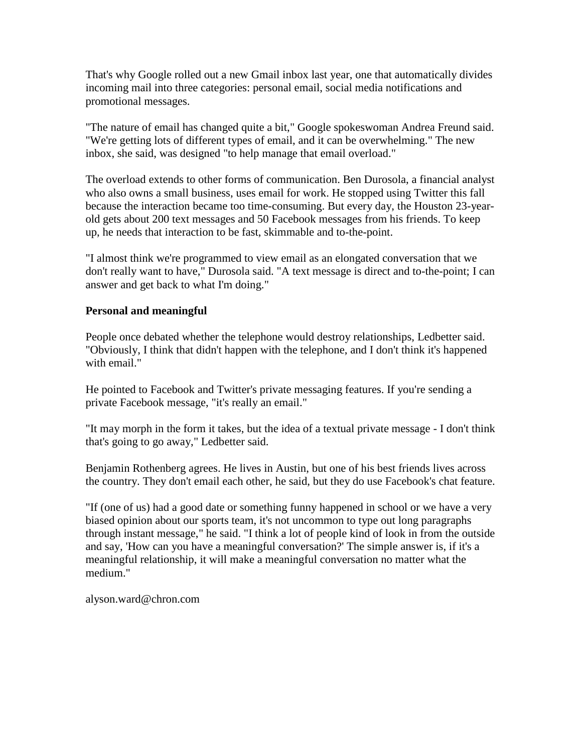That's why Google rolled out a new Gmail inbox last year, one that automatically divides incoming mail into three categories: personal email, social media notifications and promotional messages.

"The nature of email has changed quite a bit," Google spokeswoman Andrea Freund said. "We're getting lots of different types of email, and it can be overwhelming." The new inbox, she said, was designed "to help manage that email overload."

The overload extends to other forms of communication. Ben Durosola, a financial analyst who also owns a small business, uses email for work. He stopped using Twitter this fall because the interaction became too time-consuming. But every day, the Houston 23-year-old gets about 200 text messages and 50 Facebook messages from his friends. To keep up, he needs that interaction to be fast, skimmable and to-the-point.

"I almost think we're programmed to view email as an elongated conversation that we don't really want to have," Durosola said. "A text message is direct and to-the-point; I can answer and get back to what I'm doing."

**Personal and meaningful**

People once debated whether the telephone would destroy relationships, Ledbetter said. "Obviously, I think that didn't happen with the telephone, and I don't think it's happened with email."

He pointed to Facebook and Twitter's private messaging features. If you're sending a private Facebook message, "it's really an email."

"It may morph in the form it takes, but the idea of a textual private message - I don't think that's going to go away," Ledbetter said.

Benjamin Rothenberg agrees. He lives in Austin, but one of his best friends lives across the country. They don't email each other, he said, but they do use Facebook's chat feature.

"If (one of us) had a good date or something funny happened in school or we have a very biased opinion about our sports team, it's not uncommon to type out long paragraphs through instant message," he said. "I think a lot of people kind of look in from the outside and say, 'How can you have a meaningful conversation?' The simple answer is, if it's a meaningful relationship, it will make a meaningful conversation no matter what the medium."

alyson.ward@chron.com